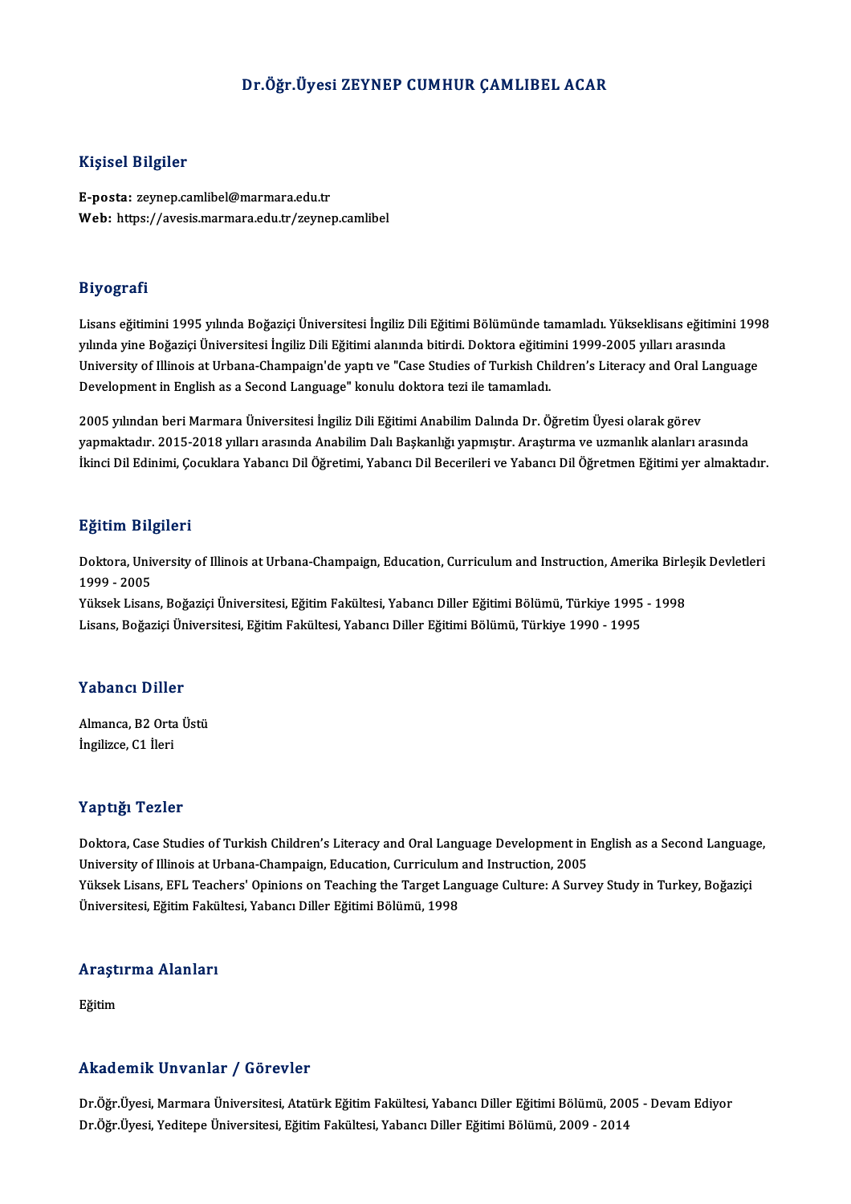# Dr.Öğr.Üyesi ZEYNEP CUMHUR ÇAMLIBEL ACAR

## Kişisel Bilgiler

**E-posta:** zeynep.camlibel@marmara.edu.tr
**Web:** https://avesis.marmara.edu.tr/zeynep.camlibel

## Biyografi

Lisans eğitimini 1995 yılında Boğaziçi Üniversitesi İngiliz Dili Eğitimi Bölümünde tamamladı. Yükseklisans eğitimini 1998 yılında yine Boğaziçi Üniversitesi İngiliz Dili Eğitimi alanında bitirdi. Doktora eğitimini 1999-2005 yılları arasında University of Illinois at Urbana-Champaign'de yaptı ve "Case Studies of Turkish Children's Literacy and Oral Language Development in English as a Second Language" konulu doktora tezi ile tamamladı.

2005 yılından beri Marmara Üniversitesi İngiliz Dili Eğitimi Anabilim Dalında Dr. Öğretim Üyesi olarak görev yapmaktadır. 2015-2018 yılları arasında Anabilim Dalı Başkanlığı yapmıştır. Araştırma ve uzmanlık alanları arasında İkinci Dil Edinimi, Çocuklara Yabancı Dil Öğretimi, Yabancı Dil Becerileri ve Yabancı Dil Öğretmen Eğitimi yer almaktadır.

## Eğitim Bilgileri

Doktora, University of Illinois at Urbana-Champaign, Education, Curriculum and Instruction, Amerika Birleşik Devletleri 1999 - 2005
Yüksek Lisans, Boğaziçi Üniversitesi, Eğitim Fakültesi, Yabancı Diller Eğitimi Bölümü, Türkiye 1995 - 1998
Lisans, Boğaziçi Üniversitesi, Eğitim Fakültesi, Yabancı Diller Eğitimi Bölümü, Türkiye 1990 - 1995

## Yabancı Diller

Almanca, B2 Orta Üstü
İngilizce, C1 İleri

## Yaptığı Tezler

Doktora, Case Studies of Turkish Children's Literacy and Oral Language Development in English as a Second Language, University of Illinois at Urbana-Champaign, Education, Curriculum and Instruction, 2005
Yüksek Lisans, EFL Teachers' Opinions on Teaching the Target Language Culture: A Survey Study in Turkey, Boğaziçi Üniversitesi, Eğitim Fakültesi, Yabancı Diller Eğitimi Bölümü, 1998

## Araştırma Alanları

Eğitim

## Akademik Unvanlar / Görevler

Dr.Öğr.Üyesi, Marmara Üniversitesi, Atatürk Eğitim Fakültesi, Yabancı Diller Eğitimi Bölümü, 2005 - Devam Ediyor
Dr.Öğr.Üyesi, Yeditepe Üniversitesi, Eğitim Fakültesi, Yabancı Diller Eğitimi Bölümü, 2009 - 2014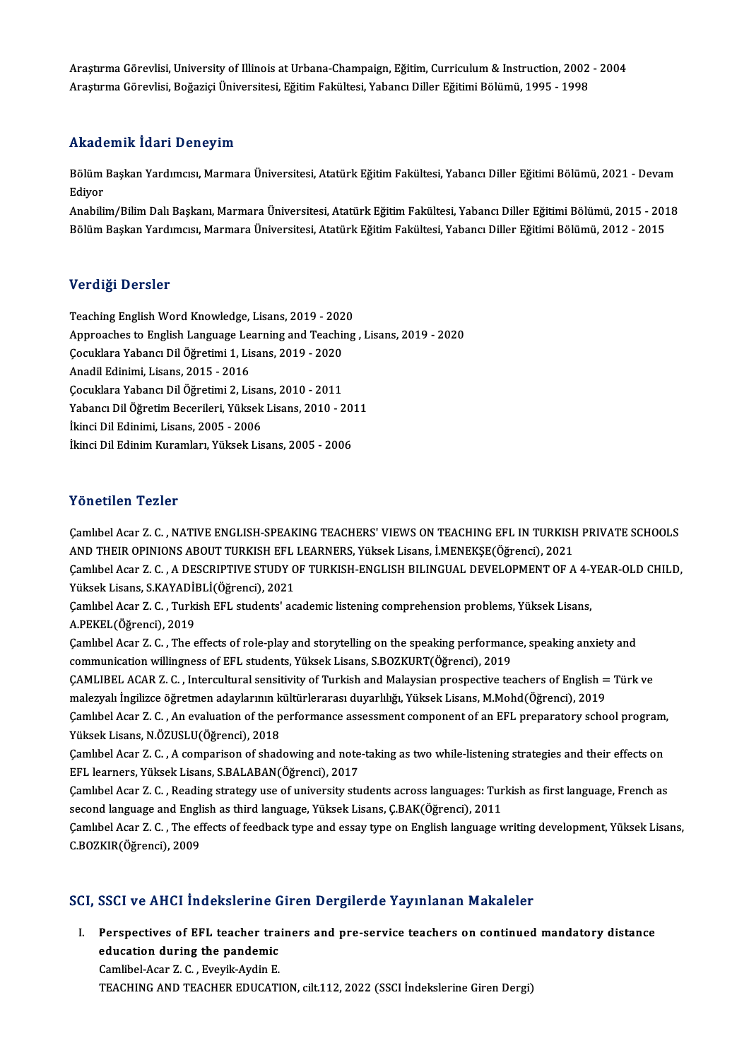Araştırma Görevlisi, University of Illinois at Urbana-Champaign, Eğitim, Curriculum & Instruction, 2002 - 2004
Araştırma Görevlisi, Boğaziçi Üniversitesi, Eğitim Fakültesi, Yabancı Diller Eğitimi Bölümü, 1995 - 1998

## Akademik İdari Deneyim

Bölüm Başkan Yardımcısı, Marmara Üniversitesi, Atatürk Eğitim Fakültesi, Yabancı Diller Eğitimi Bölümü, 2021 - Devam Ediyor
Anabilim/Bilim Dalı Başkanı, Marmara Üniversitesi, Atatürk Eğitim Fakültesi, Yabancı Diller Eğitimi Bölümü, 2015 - 2018
Bölüm Başkan Yardımcısı, Marmara Üniversitesi, Atatürk Eğitim Fakültesi, Yabancı Diller Eğitimi Bölümü, 2012 - 2015

## Verdiği Dersler

Teaching English Word Knowledge, Lisans, 2019 - 2020
Approaches to English Language Learning and Teaching , Lisans, 2019 - 2020
Çocuklara Yabancı Dil Öğretimi 1, Lisans, 2019 - 2020
Anadil Edinimi, Lisans, 2015 - 2016
Çocuklara Yabancı Dil Öğretimi 2, Lisans, 2010 - 2011
Yabancı Dil Öğretim Becerileri, Yüksek Lisans, 2010 - 2011
İkinci Dil Edinimi, Lisans, 2005 - 2006
İkinci Dil Edinim Kuramları, Yüksek Lisans, 2005 - 2006

## Yönetilen Tezler

Çamlıbel Acar Z. C. , NATIVE ENGLISH-SPEAKING TEACHERS' VIEWS ON TEACHING EFL IN TURKISH PRIVATE SCHOOLS AND THEIR OPINIONS ABOUT TURKISH EFL LEARNERS, Yüksek Lisans, İ.MENEKŞE(Öğrenci), 2021

Çamlıbel Acar Z. C. , A DESCRIPTIVE STUDY OF TURKISH-ENGLISH BILINGUAL DEVELOPMENT OF A 4-YEAR-OLD CHILD, Yüksek Lisans, S.KAYADİBLİ(Öğrenci), 2021

Çamlıbel Acar Z. C. , Turkish EFL students' academic listening comprehension problems, Yüksek Lisans, A.PEKEL(Öğrenci), 2019

Çamlıbel Acar Z. C. , The effects of role-play and storytelling on the speaking performance, speaking anxiety and communication willingness of EFL students, Yüksek Lisans, S.BOZKURT(Öğrenci), 2019

ÇAMLIBEL ACAR Z. C. , Intercultural sensitivity of Turkish and Malaysian prospective teachers of English = Türk ve malezyalı İngilizce öğretmen adaylarının kültürlerarası duyarlılığı, Yüksek Lisans, M.Mohd(Öğrenci), 2019

Çamlıbel Acar Z. C. , An evaluation of the performance assessment component of an EFL preparatory school program, Yüksek Lisans, N.ÖZUSLU(Öğrenci), 2018

Çamlıbel Acar Z. C. , A comparison of shadowing and note-taking as two while-listening strategies and their effects on EFL learners, Yüksek Lisans, S.BALABAN(Öğrenci), 2017

Çamlıbel Acar Z. C. , Reading strategy use of university students across languages: Turkish as first language, French as second language and English as third language, Yüksek Lisans, Ç.BAK(Öğrenci), 2011

Çamlıbel Acar Z. C. , The effects of feedback type and essay type on English language writing development, Yüksek Lisans, C.BOZKIR(Öğrenci), 2009

## SCI, SSCI ve AHCI İndekslerine Giren Dergilerde Yayınlanan Makaleler

I. **Perspectives of EFL teacher trainers and pre-service teachers on continued mandatory distance education during the pandemic**
Camlibel-Acar Z. C. , Eveyik-Aydin E.
TEACHING AND TEACHER EDUCATION, cilt.112, 2022 (SSCI İndekslerine Giren Dergi)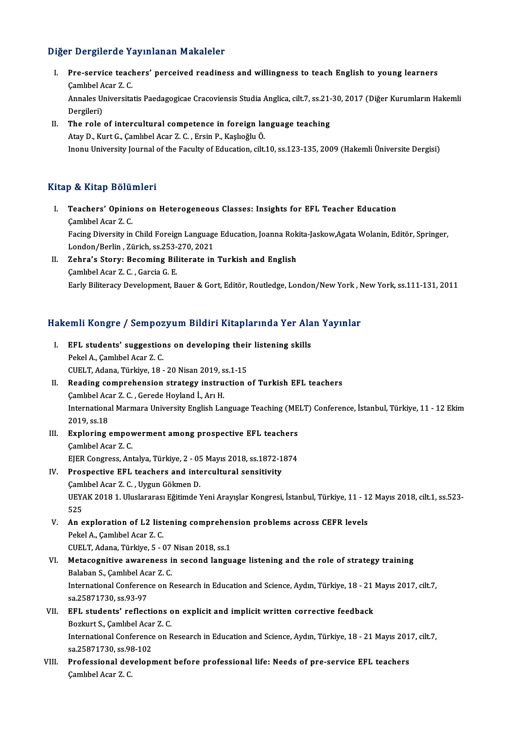## Diğer Dergilerde Yayınlanan Makaleler

I. **Pre-service teachers' perceived readiness and willingness to teach English to young learners**
   Çamlıbel Acar Z. C.
   Annales Universitatis Paedagogicae Cracoviensis Studia Anglica, cilt.7, ss.21-30, 2017 (Diğer Kurumların Hakemli Dergileri)
II. **The role of intercultural competence in foreign language teaching**
   Atay D., Kurt G., Çamlıbel Acar Z. C. , Ersin P., Kaşlıoğlu Ö.
   Inonu University Journal of the Faculty of Education, cilt.10, ss.123-135, 2009 (Hakemli Üniversite Dergisi)

## Kitap & Kitap Bölümleri

I. **Teachers' Opinions on Heterogeneous Classes: Insights for EFL Teacher Education**
   Çamlıbel Acar Z. C.
   Facing Diversity in Child Foreign Language Education, Joanna Rokita-Jaskow,Agata Wolanin, Editör, Springer, London/Berlin , Zürich, ss.253-270, 2021
II. **Zehra's Story: Becoming Biliterate in Turkish and English**
   Çamlıbel Acar Z. C. , Garcia G. E.
   Early Biliteracy Development, Bauer & Gort, Editör, Routledge, London/New York , New York, ss.111-131, 2011

## Hakemli Kongre / Sempozyum Bildiri Kitaplarında Yer Alan Yayınlar

I. **EFL students' suggestions on developing their listening skills**
   Pekel A., Çamlıbel Acar Z. C.
   CUELT, Adana, Türkiye, 18 - 20 Nisan 2019, ss.1-15
II. **Reading comprehension strategy instruction of Turkish EFL teachers**
   Çamlıbel Acar Z. C. , Gerede Hoyland İ., Arı H.
   International Marmara University English Language Teaching (MELT) Conference, İstanbul, Türkiye, 11 - 12 Ekim 2019, ss.18
III. **Exploring empowerment among prospective EFL teachers**
   Çamlıbel Acar Z. C.
   EJER Congress, Antalya, Türkiye, 2 - 05 Mayıs 2018, ss.1872-1874
IV. **Prospective EFL teachers and intercultural sensitivity**
   Çamlıbel Acar Z. C. , Uygun Gökmen D.
   UEYAK 2018 1. Uluslararası Eğitimde Yeni Arayışlar Kongresi, İstanbul, Türkiye, 11 - 12 Mayıs 2018, cilt.1, ss.523-525
V. **An exploration of L2 listening comprehension problems across CEFR levels**
   Pekel A., Çamlıbel Acar Z. C.
   CUELT, Adana, Türkiye, 5 - 07 Nisan 2018, ss.1
VI. **Metacognitive awareness in second language listening and the role of strategy training**
   Balaban S., Çamlıbel Acar Z. C.
   International Conference on Research in Education and Science, Aydın, Türkiye, 18 - 21 Mayıs 2017, cilt.7, sa.25871730, ss.93-97
VII. **EFL students' reflections on explicit and implicit written corrective feedback**
   Bozkurt S., Çamlıbel Acar Z. C.
   International Conference on Research in Education and Science, Aydın, Türkiye, 18 - 21 Mayıs 2017, cilt.7, sa.25871730, ss.98-102
VIII. **Professional development before professional life: Needs of pre-service EFL teachers**
   Çamlıbel Acar Z. C.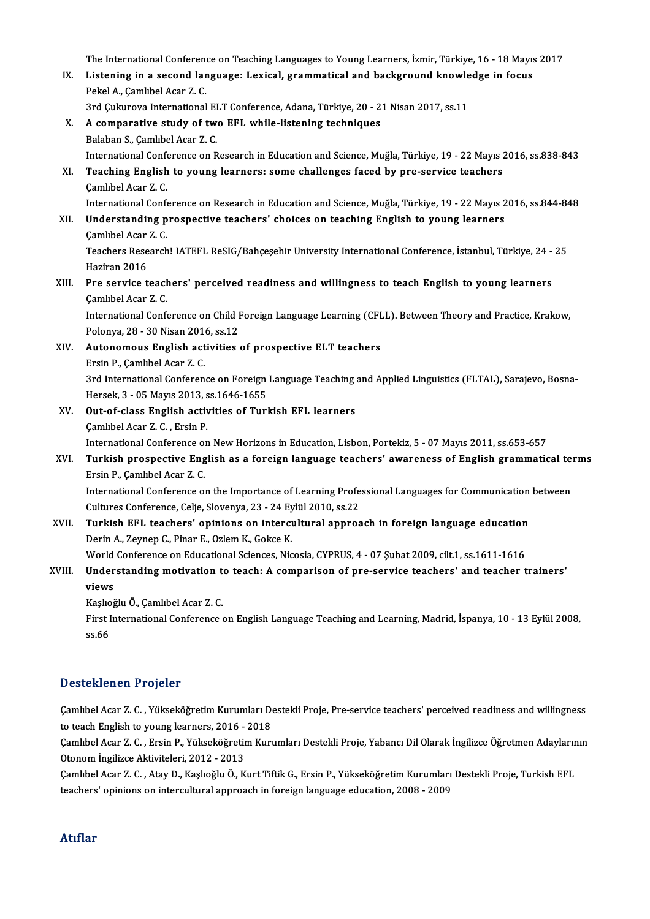The International Conference on Teaching Languages to Young Learners, İzmir, Türkiye, 16 - 18 Mayıs 2017

IX. **Listening in a second language: Lexical, grammatical and background knowledge in focus**
Pekel A., Çamlıbel Acar Z. C.
3rd Çukurova International ELT Conference, Adana, Türkiye, 20 - 21 Nisan 2017, ss.11

X. **A comparative study of two EFL while-listening techniques**
Balaban S., Çamlıbel Acar Z. C.
International Conference on Research in Education and Science, Muğla, Türkiye, 19 - 22 Mayıs 2016, ss.838-843

XI. **Teaching English to young learners: some challenges faced by pre-service teachers**
Çamlıbel Acar Z. C.
International Conference on Research in Education and Science, Muğla, Türkiye, 19 - 22 Mayıs 2016, ss.844-848

XII. **Understanding prospective teachers' choices on teaching English to young learners**
Çamlıbel Acar Z. C.
Teachers Research! IATEFL ReSIG/Bahçeşehir University International Conference, İstanbul, Türkiye, 24 - 25 Haziran 2016

XIII. **Pre service teachers' perceived readiness and willingness to teach English to young learners**
Çamlıbel Acar Z. C.
International Conference on Child Foreign Language Learning (CFLL). Between Theory and Practice, Krakow, Polonya, 28 - 30 Nisan 2016, ss.12

XIV. **Autonomous English activities of prospective ELT teachers**
Ersin P., Çamlıbel Acar Z. C.
3rd International Conference on Foreign Language Teaching and Applied Linguistics (FLTAL), Sarajevo, Bosna-Hersek, 3 - 05 Mayıs 2013, ss.1646-1655

XV. **Out-of-class English activities of Turkish EFL learners**
Çamlıbel Acar Z. C. , Ersin P.
International Conference on New Horizons in Education, Lisbon, Portekiz, 5 - 07 Mayıs 2011, ss.653-657

XVI. **Turkish prospective English as a foreign language teachers' awareness of English grammatical terms**
Ersin P., Çamlıbel Acar Z. C.
International Conference on the Importance of Learning Professional Languages for Communication between Cultures Conference, Celje, Slovenya, 23 - 24 Eylül 2010, ss.22

XVII. **Turkish EFL teachers' opinions on intercultural approach in foreign language education**
Derin A., Zeynep C., Pinar E., Ozlem K., Gokce K.
World Conference on Educational Sciences, Nicosia, CYPRUS, 4 - 07 Şubat 2009, cilt.1, ss.1611-1616

XVIII. **Understanding motivation to teach: A comparison of pre-service teachers' and teacher trainers' views**
Kaşlıoğlu Ö., Çamlıbel Acar Z. C.
First International Conference on English Language Teaching and Learning, Madrid, İspanya, 10 - 13 Eylül 2008, ss.66

## Desteklenen Projeler

Çamlıbel Acar Z. C. , Yükseköğretim Kurumları Destekli Proje, Pre-service teachers' perceived readiness and willingness to teach English to young learners, 2016 - 2018

Çamlıbel Acar Z. C. , Ersin P., Yükseköğretim Kurumları Destekli Proje, Yabancı Dil Olarak İngilizce Öğretmen Adaylarının Otonom İngilizce Aktiviteleri, 2012 - 2013

Çamlıbel Acar Z. C. , Atay D., Kaşlıoğlu Ö., Kurt Tiftik G., Ersin P., Yükseköğretim Kurumları Destekli Proje, Turkish EFL teachers' opinions on intercultural approach in foreign language education, 2008 - 2009

## Atıflar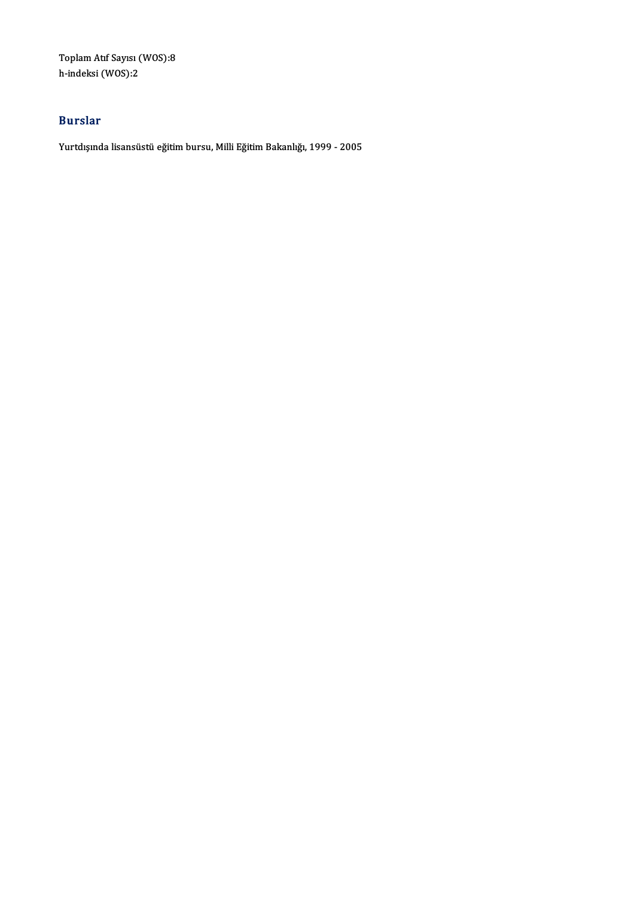Toplam Atıf Sayısı (WOS):8
h-indeksi (WOS):2

## Burslar

Yurtdışında lisansüstü eğitim bursu, Milli Eğitim Bakanlığı, 1999 - 2005